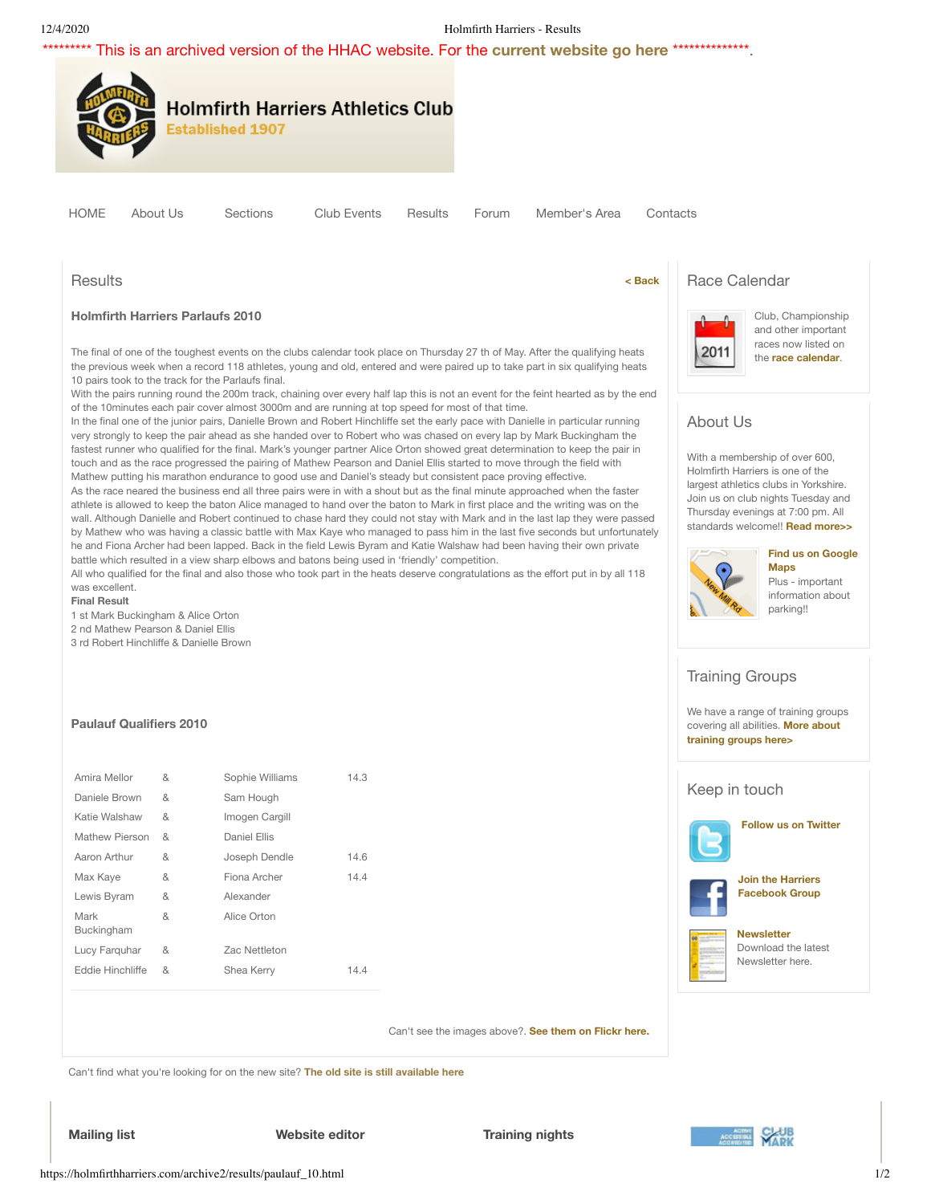********* This is an archived version of the HHAC website. For the **current website go here** **************.

# Holmfirth Harriers Athletics Club

Established 1907

HOME About Us Sections Club Events Results Forum Member's Area Contacts

## Results

**< Back**

### Holmfirth Harriers Parlaufs 2010

The final of one of the toughest events on the clubs calendar took place on Thursday 27 th of May. After the qualifying heats the previous week when a record 118 athletes, young and old, entered and were paired up to take part in six qualifying heats 10 pairs took to the track for the Parlaufs final.

With the pairs running round the 200m track, chaining over every half lap this is not an event for the feint hearted as by the end of the 10minutes each pair cover almost 3000m and are running at top speed for most of that time.

In the final one of the junior pairs, Danielle Brown and Robert Hinchliffe set the early pace with Danielle in particular running very strongly to keep the pair ahead as she handed over to Robert who was chased on every lap by Mark Buckingham the fastest runner who qualified for the final. Mark's younger partner Alice Orton showed great determination to keep the pair in touch and as the race progressed the pairing of Mathew Pearson and Daniel Ellis started to move through the field with Mathew putting his marathon endurance to good use and Daniel's steady but consistent pace proving effective.

As the race neared the business end all three pairs were in with a shout but as the final minute approached when the faster athlete is allowed to keep the baton Alice managed to hand over the baton to Mark in first place and the writing was on the wall. Although Danielle and Robert continued to chase hard they could not stay with Mark and in the last lap they were passed by Mathew who was having a classic battle with Max Kaye who managed to pass him in the last five seconds but unfortunately he and Fiona Archer had been lapped. Back in the field Lewis Byram and Katie Walshaw had been having their own private battle which resulted in a view sharp elbows and batons being used in 'friendly' competition.

All who qualified for the final and also those who took part in the heats deserve congratulations as the effort put in by all 118 was excellent.

**Final Result**

1 st Mark Buckingham & Alice Orton
2 nd Mathew Pearson & Daniel Ellis
3 rd Robert Hinchliffe & Danielle Brown

### Paulauf Qualifiers 2010

| | | | |
|---|---|---|---|
| Amira Mellor | & | Sophie Williams | 14.3 |
| Daniele Brown | & | Sam Hough | |
| Katie Walshaw | & | Imogen Cargill | |
| Mathew Pierson | & | Daniel Ellis | |
| Aaron Arthur | & | Joseph Dendle | 14.6 |
| Max Kaye | & | Fiona Archer | 14.4 |
| Lewis Byram | & | Alexander | |
| Mark Buckingham | & | Alice Orton | |
| Lucy Farquhar | & | Zac Nettleton | |
| Eddie Hinchliffe | & | Shea Kerry | 14.4 |

Can't see the images above?. **See them on Flickr here.**

## Race Calendar

Club, Championship and other important races now listed on the **race calendar**.

## About Us

With a membership of over 600, Holmfirth Harriers is one of the largest athletics clubs in Yorkshire. Join us on club nights Tuesday and Thursday evenings at 7:00 pm. All standards welcome!! **Read more>>**

**Find us on Google Maps**
Plus - important information about parking!!

## Training Groups

We have a range of training groups covering all abilities. **More about training groups here>**

## Keep in touch

**Follow us on Twitter**

**Join the Harriers Facebook Group**

**Newsletter**
Download the latest Newsletter here.

Can't find what you're looking for on the new site? **The old site is still available here**

**Mailing list** **Website editor** **Training nights**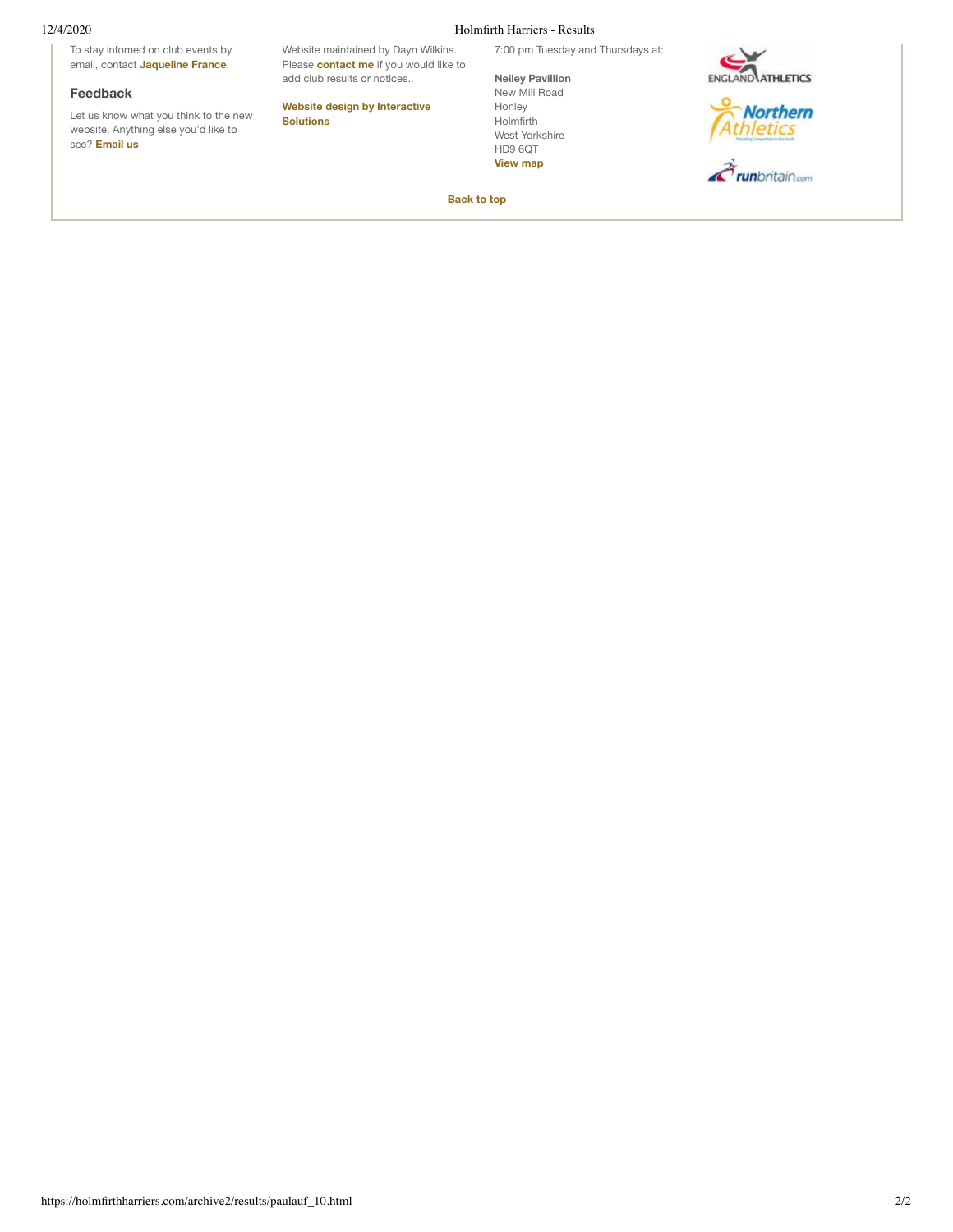To stay infomed on club events by email, contact **Jaqueline France**.

### Feedback

Let us know what you think to the new website. Anything else you'd like to see? **Email us**

Website maintained by Dayn Wilkins. Please **contact me** if you would like to add club results or notices..

**Website design by Interactive Solutions**

7:00 pm Tuesday and Thursdays at:

**Neiley Pavillion**
New Mill Road
Honley
Holmfirth
West Yorkshire
HD9 6QT
**View map**

**Back to top**